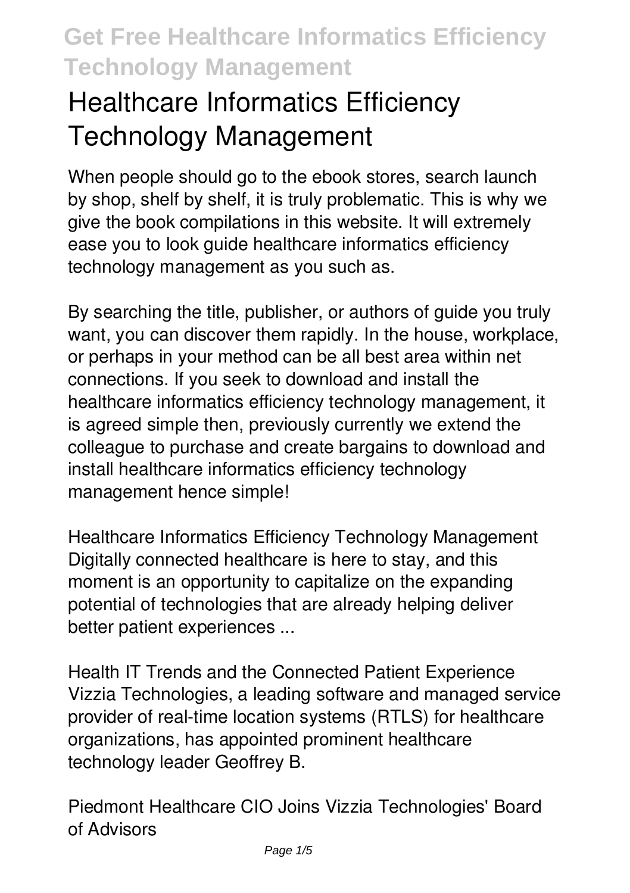# Healthcare Informatics Efficiency Technology Management

When people should go to the ebook stores, search launch by shop, shelf by shelf, it is truly problematic. This is why we give the book compilations in this website. It will extremely ease you to look guide healthcare informatics efficiency technology management as you such as.

By searching the title, publisher, or authors of guide you truly want, you can discover them rapidly. In the house, workplace, or perhaps in your method can be all best area within net connections. If you seek to download and install the healthcare informatics efficiency technology management, it is agreed simple then, previously currently we extend the colleague to purchase and create bargains to download and install healthcare informatics efficiency technology management hence simple!

**Healthcare Informatics Efficiency Technology Management**
Digitally connected healthcare is here to stay, and this moment is an opportunity to capitalize on the expanding potential of technologies that are already helping deliver better patient experiences ...

**Health IT Trends and the Connected Patient Experience**
Vizzia Technologies, a leading software and managed service provider of real-time location systems (RTLS) for healthcare organizations, has appointed prominent healthcare technology leader Geoffrey B.

**Piedmont Healthcare CIO Joins Vizzia Technologies' Board of Advisors**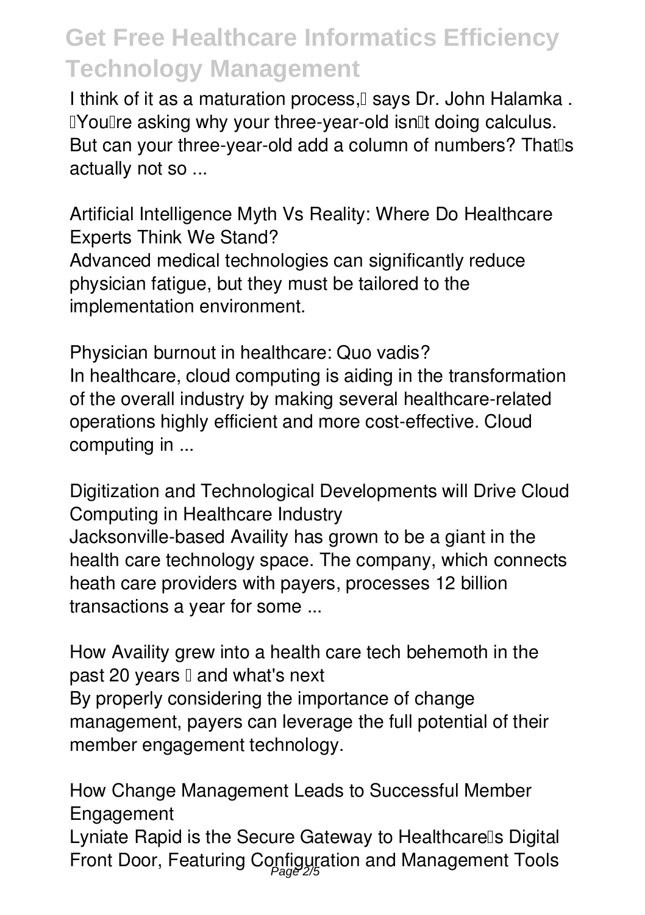I think of it as a maturation process,” says Dr. John Halamka . “You’re asking why your three-year-old isn’t doing calculus. But can your three-year-old add a column of numbers? That’s actually not so ...

**Artificial Intelligence Myth Vs Reality: Where Do Healthcare Experts Think We Stand?**

Advanced medical technologies can significantly reduce physician fatigue, but they must be tailored to the implementation environment.

**Physician burnout in healthcare: Quo vadis?**

In healthcare, cloud computing is aiding in the transformation of the overall industry by making several healthcare-related operations highly efficient and more cost-effective. Cloud computing in ...

**Digitization and Technological Developments will Drive Cloud Computing in Healthcare Industry**

Jacksonville-based Availity has grown to be a giant in the health care technology space. The company, which connects heath care providers with payers, processes 12 billion transactions a year for some ...

**How Availity grew into a health care tech behemoth in the past 20 years — and what's next**

By properly considering the importance of change management, payers can leverage the full potential of their member engagement technology.

**How Change Management Leads to Successful Member Engagement**

Lyniate Rapid is the Secure Gateway to Healthcare’s Digital Front Door, Featuring Configuration and Management Tools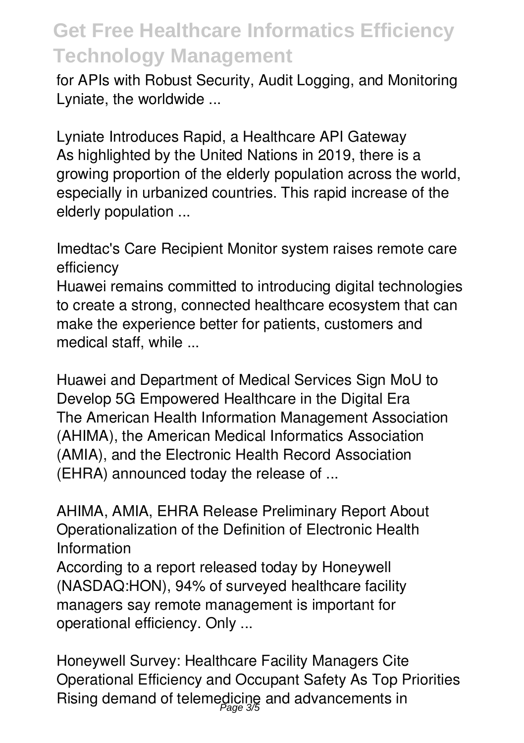for APIs with Robust Security, Audit Logging, and Monitoring Lyniate, the worldwide ...

**Lyniate Introduces Rapid, a Healthcare API Gateway**
As highlighted by the United Nations in 2019, there is a growing proportion of the elderly population across the world, especially in urbanized countries. This rapid increase of the elderly population ...

**Imedtac's Care Recipient Monitor system raises remote care efficiency**
Huawei remains committed to introducing digital technologies to create a strong, connected healthcare ecosystem that can make the experience better for patients, customers and medical staff, while ...

**Huawei and Department of Medical Services Sign MoU to Develop 5G Empowered Healthcare in the Digital Era**
The American Health Information Management Association (AHIMA), the American Medical Informatics Association (AMIA), and the Electronic Health Record Association (EHRA) announced today the release of ...

**AHIMA, AMIA, EHRA Release Preliminary Report About Operationalization of the Definition of Electronic Health Information**
According to a report released today by Honeywell (NASDAQ:HON), 94% of surveyed healthcare facility managers say remote management is important for operational efficiency. Only ...

**Honeywell Survey: Healthcare Facility Managers Cite Operational Efficiency and Occupant Safety As Top Priorities**
Rising demand of telemedicine and advancements in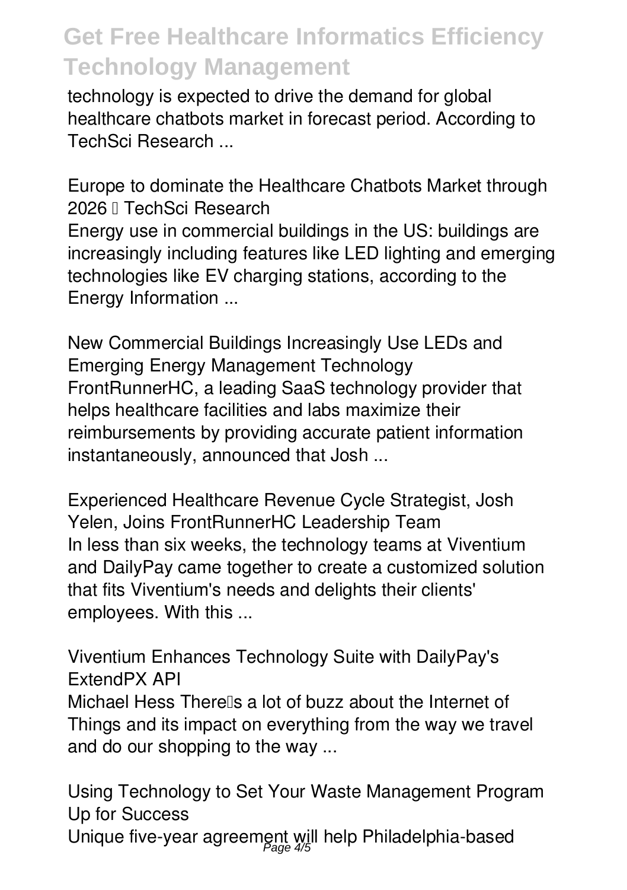technology is expected to drive the demand for global healthcare chatbots market in forecast period. According to TechSci Research ...

**Europe to dominate the Healthcare Chatbots Market through 2026 – TechSci Research**

Energy use in commercial buildings in the US: buildings are increasingly including features like LED lighting and emerging technologies like EV charging stations, according to the Energy Information ...

**New Commercial Buildings Increasingly Use LEDs and Emerging Energy Management Technology**

FrontRunnerHC, a leading SaaS technology provider that helps healthcare facilities and labs maximize their reimbursements by providing accurate patient information instantaneously, announced that Josh ...

**Experienced Healthcare Revenue Cycle Strategist, Josh Yelen, Joins FrontRunnerHC Leadership Team**

In less than six weeks, the technology teams at Viventium and DailyPay came together to create a customized solution that fits Viventium's needs and delights their clients' employees. With this ...

**Viventium Enhances Technology Suite with DailyPay's ExtendPX API**

Michael Hess There's a lot of buzz about the Internet of Things and its impact on everything from the way we travel and do our shopping to the way ...

**Using Technology to Set Your Waste Management Program Up for Success**

Unique five-year agreement will help Philadelphia-based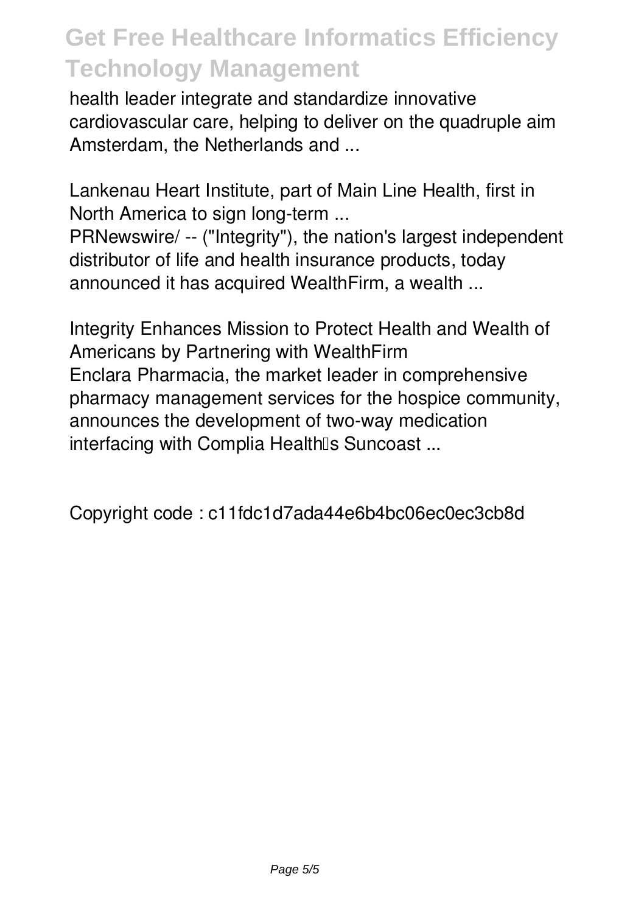health leader integrate and standardize innovative cardiovascular care, helping to deliver on the quadruple aim Amsterdam, the Netherlands and ...

Lankenau Heart Institute, part of Main Line Health, first in North America to sign long-term ...

PRNewswire/ -- ("Integrity"), the nation's largest independent distributor of life and health insurance products, today announced it has acquired WealthFirm, a wealth ...

Integrity Enhances Mission to Protect Health and Wealth of Americans by Partnering with WealthFirm

Enclara Pharmacia, the market leader in comprehensive pharmacy management services for the hospice community, announces the development of two-way medication interfacing with Complia Health's Suncoast ...

Copyright code : c11fdc1d7ada44e6b4bc06ec0ec3cb8d